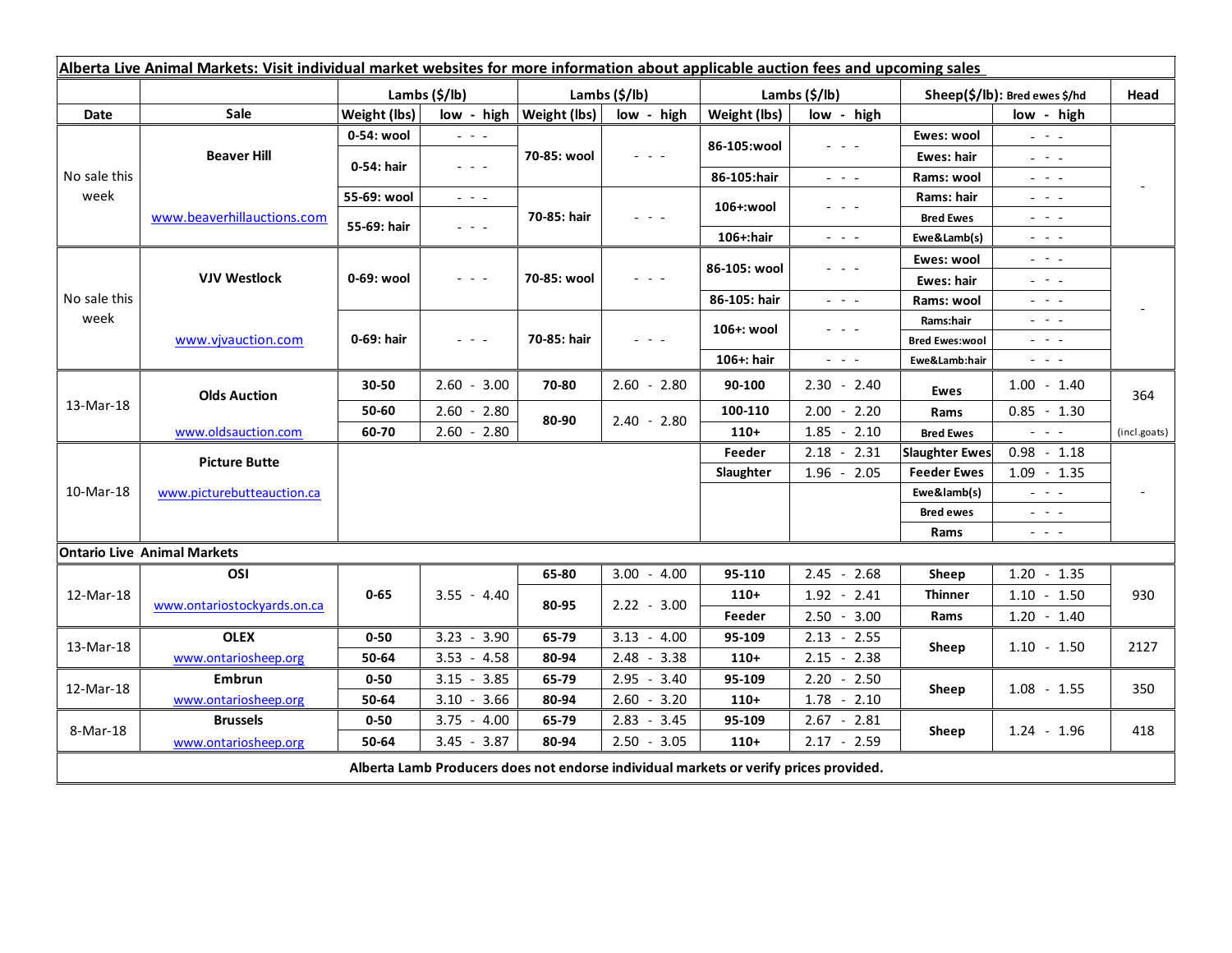**Alberta Live Animal Markets: Visit individual market websites for more information about applicable auction fees and upcoming sales**

| Date | Sale | Lambs ($/lb) Weight (lbs) | low - high | Lambs ($/lb) Weight (lbs) | low - high | Lambs ($/lb) Weight (lbs) | low - high | Sheep($/lb): Bred ewes $/hd | low - high | Head |
|---|---|---|---|---|---|---|---|---|---|---|
| No sale this week | Beaver Hill | 0-54: wool | - - - | 70-85: wool | - - - | 86-105:wool | - - - | Ewes: wool | - - - | - |
| | | 0-54: hair | - - - | | | | | Ewes: hair | - - - | |
| | | | | | | 86-105:hair | - - - | Rams: wool | - - - | |
| | www.beaverhillauctions.com | 55-69: wool | - - - | 70-85: hair | - - - | 106+:wool | - - - | Rams: hair | - - - | |
| | | 55-69: hair | - - - | | | | | Bred Ewes | - - - | |
| | | | | | | 106+:hair | - - - | Ewe&Lamb(s) | - - - | |
| No sale this week | VJV Westlock | 0-69: wool | - - - | 70-85: wool | - - - | 86-105: wool | - - - | Ewes: wool | - - - | - |
| | | | | | | | | Ewes: hair | - - - | |
| | | | | | | 86-105: hair | - - - | Rams: wool | - - - | |
| | www.vjvauction.com | 0-69: hair | - - - | 70-85: hair | - - - | 106+: wool | - - - | Rams:hair | - - - | |
| | | | | | | | | Bred Ewes:wool | - - - | |
| | | | | | | 106+: hair | - - - | Ewe&Lamb:hair | - - - | |
| 13-Mar-18 | Olds Auction | 30-50 | 2.60 - 3.00 | 70-80 | 2.60 - 2.80 | 90-100 | 2.30 - 2.40 | Ewes | 1.00 - 1.40 | 364 |
| | | 50-60 | 2.60 - 2.80 | 80-90 | 2.40 - 2.80 | 100-110 | 2.00 - 2.20 | Rams | 0.85 - 1.30 | |
| | www.oldsauction.com | 60-70 | 2.60 - 2.80 | | | 110+ | 1.85 - 2.10 | Bred Ewes | - - - | (incl.goats) |
| 10-Mar-18 | Picture Butte | | | | | Feeder | 2.18 - 2.31 | Slaughter Ewes | 0.98 - 1.18 | - |
| | www.picturebutteauction.ca | | | | | Slaughter | 1.96 - 2.05 | Feeder Ewes | 1.09 - 1.35 | |
| | | | | | | | | Ewe&lamb(s) | - - - | |
| | | | | | | | | Bred ewes | - - - | |
| | | | | | | | | Rams | - - - | |
| **Ontario Live Animal Markets** | | | | | | | | | | |
| 12-Mar-18 | OSI | 0-65 | 3.55 - 4.40 | 65-80 | 3.00 - 4.00 | 95-110 | 2.45 - 2.68 | Sheep | 1.20 - 1.35 | 930 |
| | www.ontariostockyards.on.ca | | | 80-95 | 2.22 - 3.00 | 110+ | 1.92 - 2.41 | Thinner | 1.10 - 1.50 | |
| | | | | | | Feeder | 2.50 - 3.00 | Rams | 1.20 - 1.40 | |
| 13-Mar-18 | OLEX | 0-50 | 3.23 - 3.90 | 65-79 | 3.13 - 4.00 | 95-109 | 2.13 - 2.55 | Sheep | 1.10 - 1.50 | 2127 |
| | www.ontariosheep.org | 50-64 | 3.53 - 4.58 | 80-94 | 2.48 - 3.38 | 110+ | 2.15 - 2.38 | | | |
| 12-Mar-18 | Embrun | 0-50 | 3.15 - 3.85 | 65-79 | 2.95 - 3.40 | 95-109 | 2.20 - 2.50 | Sheep | 1.08 - 1.55 | 350 |
| | www.ontariosheep.org | 50-64 | 3.10 - 3.66 | 80-94 | 2.60 - 3.20 | 110+ | 1.78 - 2.10 | | | |
| 8-Mar-18 | Brussels | 0-50 | 3.75 - 4.00 | 65-79 | 2.83 - 3.45 | 95-109 | 2.67 - 2.81 | Sheep | 1.24 - 1.96 | 418 |
| | www.ontariosheep.org | 50-64 | 3.45 - 3.87 | 80-94 | 2.50 - 3.05 | 110+ | 2.17 - 2.59 | | | |

**Alberta Lamb Producers does not endorse individual markets or verify prices provided.**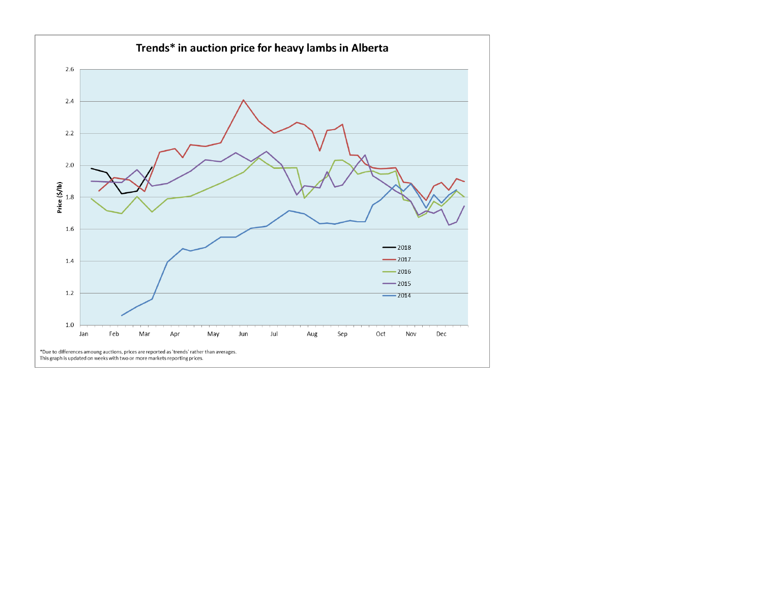# Trends* in auction price for heavy lambs in Alberta

Price ($/lb)

2.6
2.4
2.2
2.0
1.8
1.6
1.4
1.2
1.0

Jan Feb Mar Apr May Jun Jul Aug Sep Oct Nov Dec

2018
2017
2016
2015
2014

*Due to differences amoung auctions, prices are reported as 'trends' rather than averages.
This graph is updated on weeks with two or more markets reporting prices.